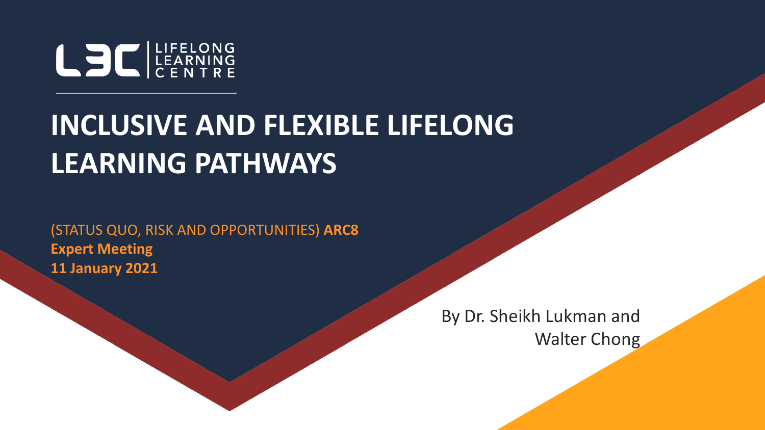L3C | LIFELONG LEARNING CENTRE

# INCLUSIVE AND FLEXIBLE LIFELONG LEARNING PATHWAYS

(STATUS QUO, RISK AND OPPORTUNITIES) **ARC8**
**Expert Meeting**
**11 January 2021**

By Dr. Sheikh Lukman and Walter Chong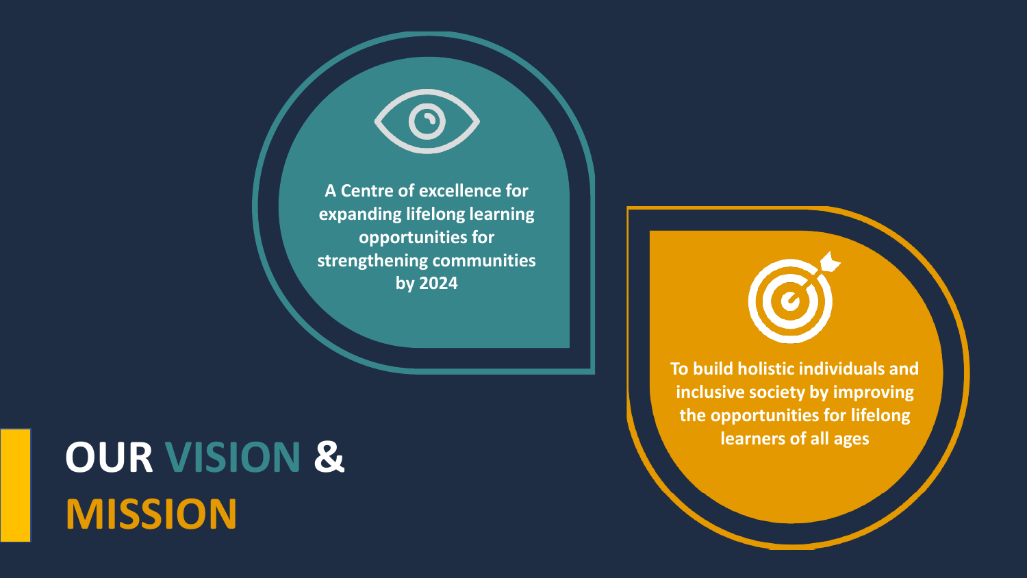# OUR VISION & MISSION

A Centre of excellence for expanding lifelong learning opportunities for strengthening communities by 2024

To build holistic individuals and inclusive society by improving the opportunities for lifelong learners of all ages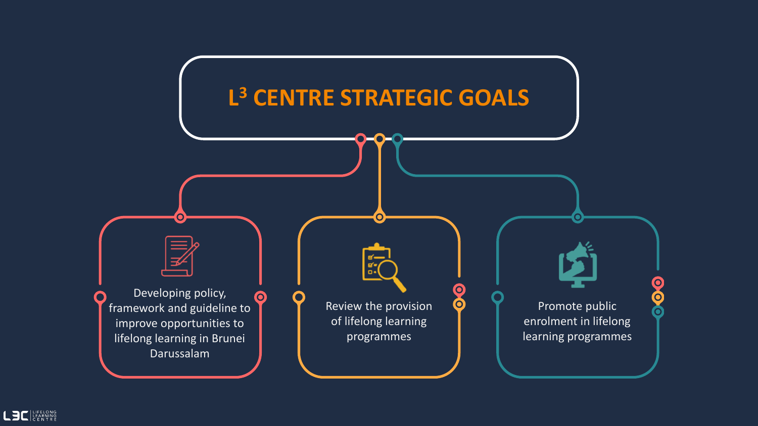# $L^3$ CENTRE STRATEGIC GOALS

- Developing policy, framework and guideline to improve opportunities to lifelong learning in Brunei Darussalam
- Review the provision of lifelong learning programmes
- Promote public enrolment in lifelong learning programmes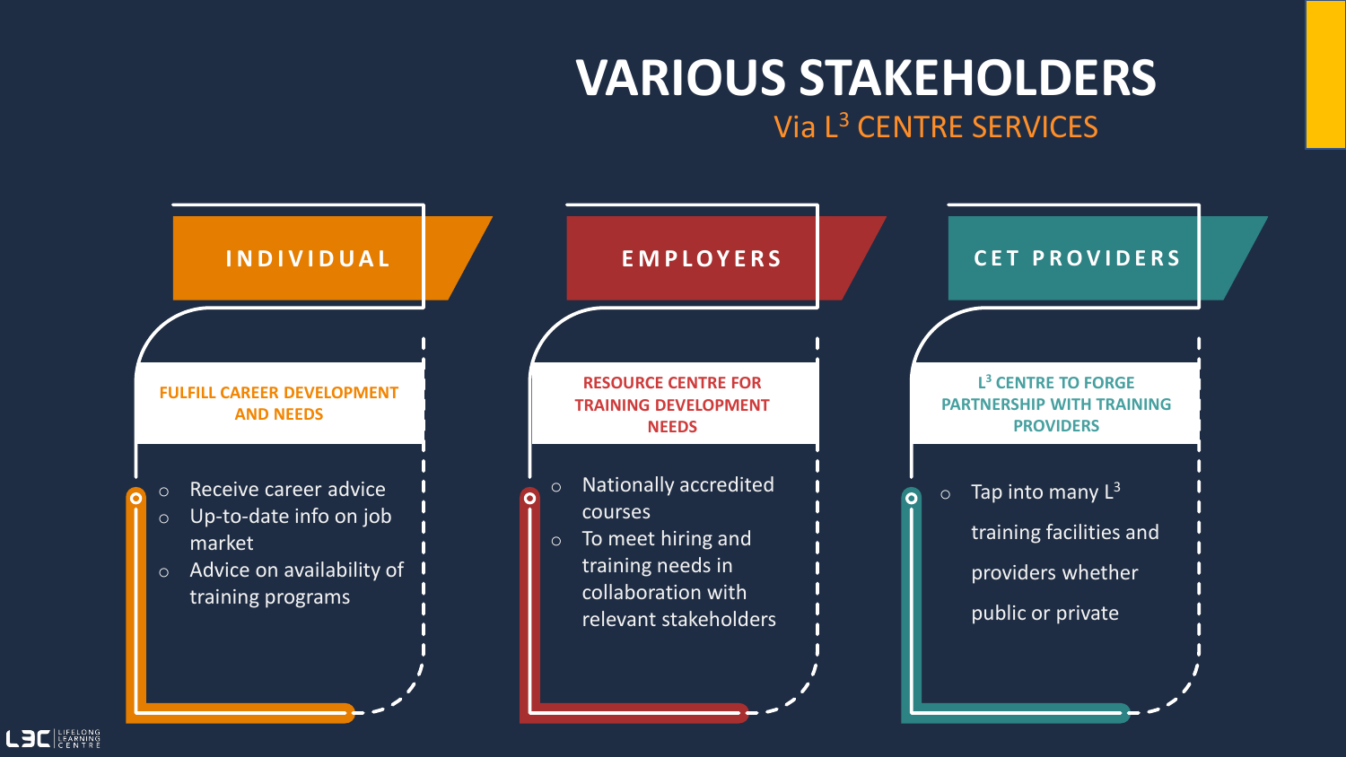# VARIOUS STAKEHOLDERS

## Via $L^3$ CENTRE SERVICES

### INDIVIDUAL

**FULFILL CAREER DEVELOPMENT AND NEEDS**

- Receive career advice
- Up-to-date info on job market
- Advice on availability of training programs

### EMPLOYERS

**RESOURCE CENTRE FOR TRAINING DEVELOPMENT NEEDS**

- Nationally accredited courses
- To meet hiring and training needs in collaboration with relevant stakeholders

### CET PROVIDERS

**$L^3$ CENTRE TO FORGE PARTNERSHIP WITH TRAINING PROVIDERS**

- Tap into many $L^3$ training facilities and providers whether public or private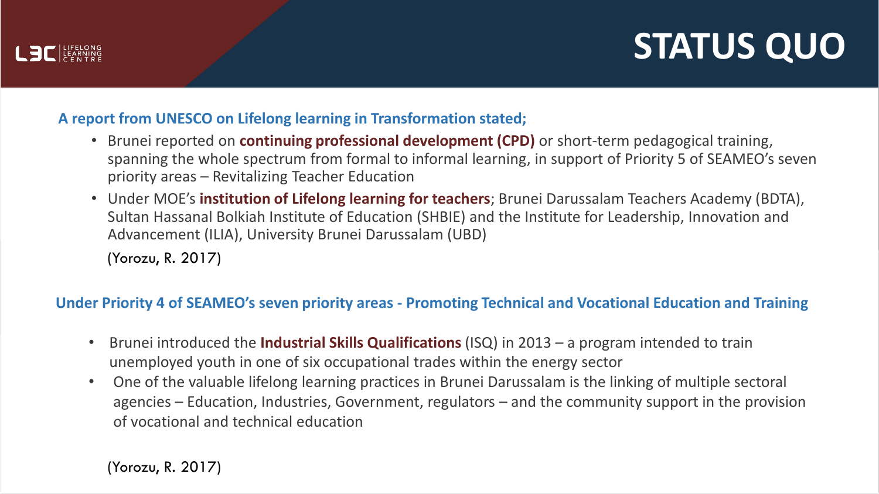# STATUS QUO

**A report from UNESCO on Lifelong learning in Transformation stated;**

- Brunei reported on **continuing professional development (CPD)** or short-term pedagogical training, spanning the whole spectrum from formal to informal learning, in support of Priority 5 of SEAMEO's seven priority areas – Revitalizing Teacher Education
- Under MOE's **institution of Lifelong learning for teachers**; Brunei Darussalam Teachers Academy (BDTA), Sultan Hassanal Bolkiah Institute of Education (SHBIE) and the Institute for Leadership, Innovation and Advancement (ILIA), University Brunei Darussalam (UBD)

(Yorozu, R. 2017)

**Under Priority 4 of SEAMEO's seven priority areas - Promoting Technical and Vocational Education and Training**

- Brunei introduced the **Industrial Skills Qualifications** (ISQ) in 2013 – a program intended to train unemployed youth in one of six occupational trades within the energy sector
- One of the valuable lifelong learning practices in Brunei Darussalam is the linking of multiple sectoral agencies – Education, Industries, Government, regulators – and the community support in the provision of vocational and technical education

(Yorozu, R. 2017)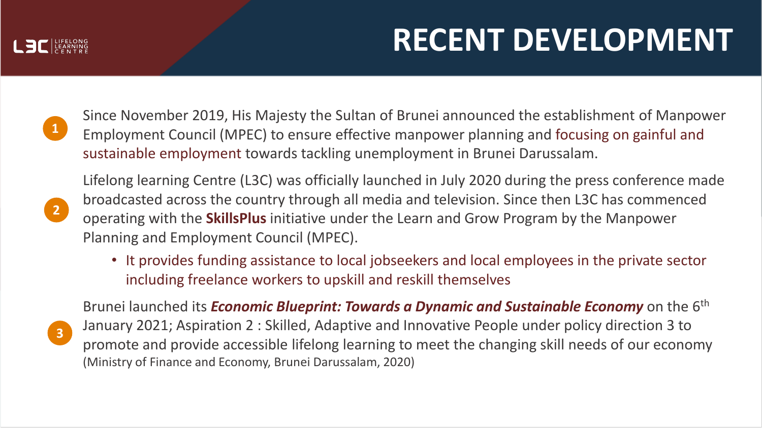# RECENT DEVELOPMENT

1. Since November 2019, His Majesty the Sultan of Brunei announced the establishment of Manpower Employment Council (MPEC) to ensure effective manpower planning and focusing on gainful and sustainable employment towards tackling unemployment in Brunei Darussalam.

2. Lifelong learning Centre (L3C) was officially launched in July 2020 during the press conference made broadcasted across the country through all media and television. Since then L3C has commenced operating with the **SkillsPlus** initiative under the Learn and Grow Program by the Manpower Planning and Employment Council (MPEC).
   - It provides funding assistance to local jobseekers and local employees in the private sector including freelance workers to upskill and reskill themselves

3. Brunei launched its ***Economic Blueprint: Towards a Dynamic and Sustainable Economy*** on the 6th January 2021; Aspiration 2 : Skilled, Adaptive and Innovative People under policy direction 3 to promote and provide accessible lifelong learning to meet the changing skill needs of our economy (Ministry of Finance and Economy, Brunei Darussalam, 2020)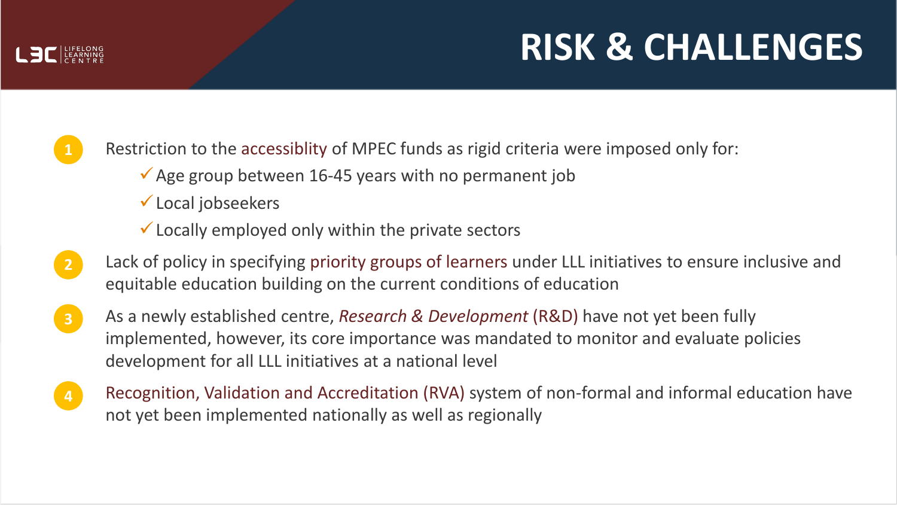# RISK & CHALLENGES

1. Restriction to the accessiblity of MPEC funds as rigid criteria were imposed only for:
   - ✓ Age group between 16-45 years with no permanent job
   - ✓ Local jobseekers
   - ✓ Locally employed only within the private sectors
2. Lack of policy in specifying priority groups of learners under LLL initiatives to ensure inclusive and equitable education building on the current conditions of education
3. As a newly established centre, *Research & Development* (R&D) have not yet been fully implemented, however, its core importance was mandated to monitor and evaluate policies development for all LLL initiatives at a national level
4. Recognition, Validation and Accreditation (RVA) system of non-formal and informal education have not yet been implemented nationally as well as regionally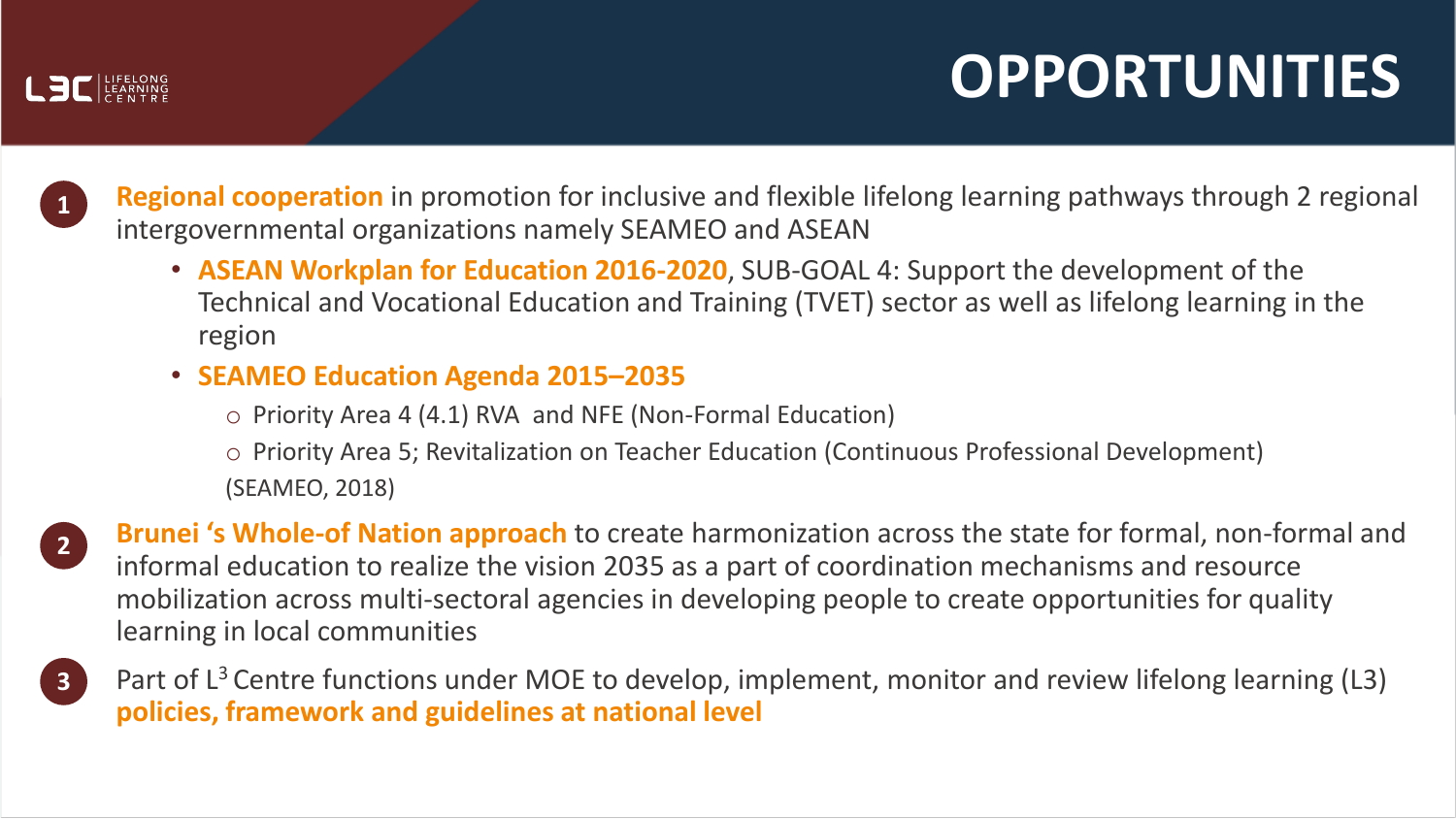# OPPORTUNITIES

1. **Regional cooperation** in promotion for inclusive and flexible lifelong learning pathways through 2 regional intergovernmental organizations namely SEAMEO and ASEAN
   - **ASEAN Workplan for Education 2016-2020**, SUB-GOAL 4: Support the development of the Technical and Vocational Education and Training (TVET) sector as well as lifelong learning in the region
   - **SEAMEO Education Agenda 2015–2035**
     - Priority Area 4 (4.1) RVA and NFE (Non-Formal Education)
     - Priority Area 5; Revitalization on Teacher Education (Continuous Professional Development)

     (SEAMEO, 2018)

2. **Brunei 's Whole-of Nation approach** to create harmonization across the state for formal, non-formal and informal education to realize the vision 2035 as a part of coordination mechanisms and resource mobilization across multi-sectoral agencies in developing people to create opportunities for quality learning in local communities

3. Part of $L^3$ Centre functions under MOE to develop, implement, monitor and review lifelong learning (L3) **policies, framework and guidelines at national level**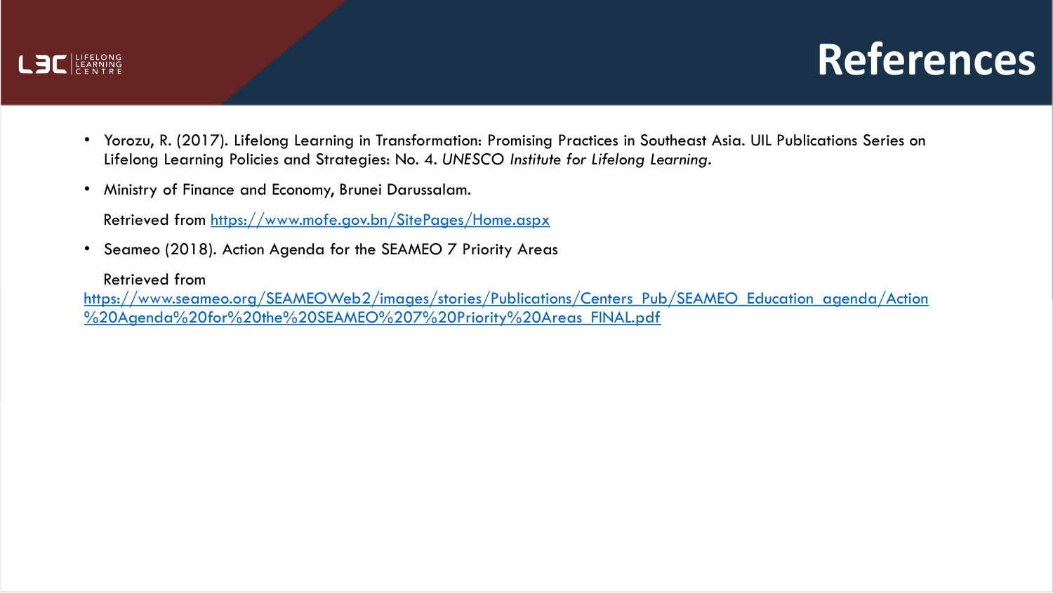# References

- Yorozu, R. (2017). Lifelong Learning in Transformation: Promising Practices in Southeast Asia. UIL Publications Series on Lifelong Learning Policies and Strategies: No. 4. *UNESCO Institute for Lifelong Learning*.
- Ministry of Finance and Economy, Brunei Darussalam.

  Retrieved from https://www.mofe.gov.bn/SitePages/Home.aspx
- Seameo (2018). Action Agenda for the SEAMEO 7 Priority Areas

  Retrieved from https://www.seameo.org/SEAMEOWeb2/images/stories/Publications/Centers_Pub/SEAMEO_Education_agenda/Action%20Agenda%20for%20the%20SEAMEO%207%20Priority%20Areas_FINAL.pdf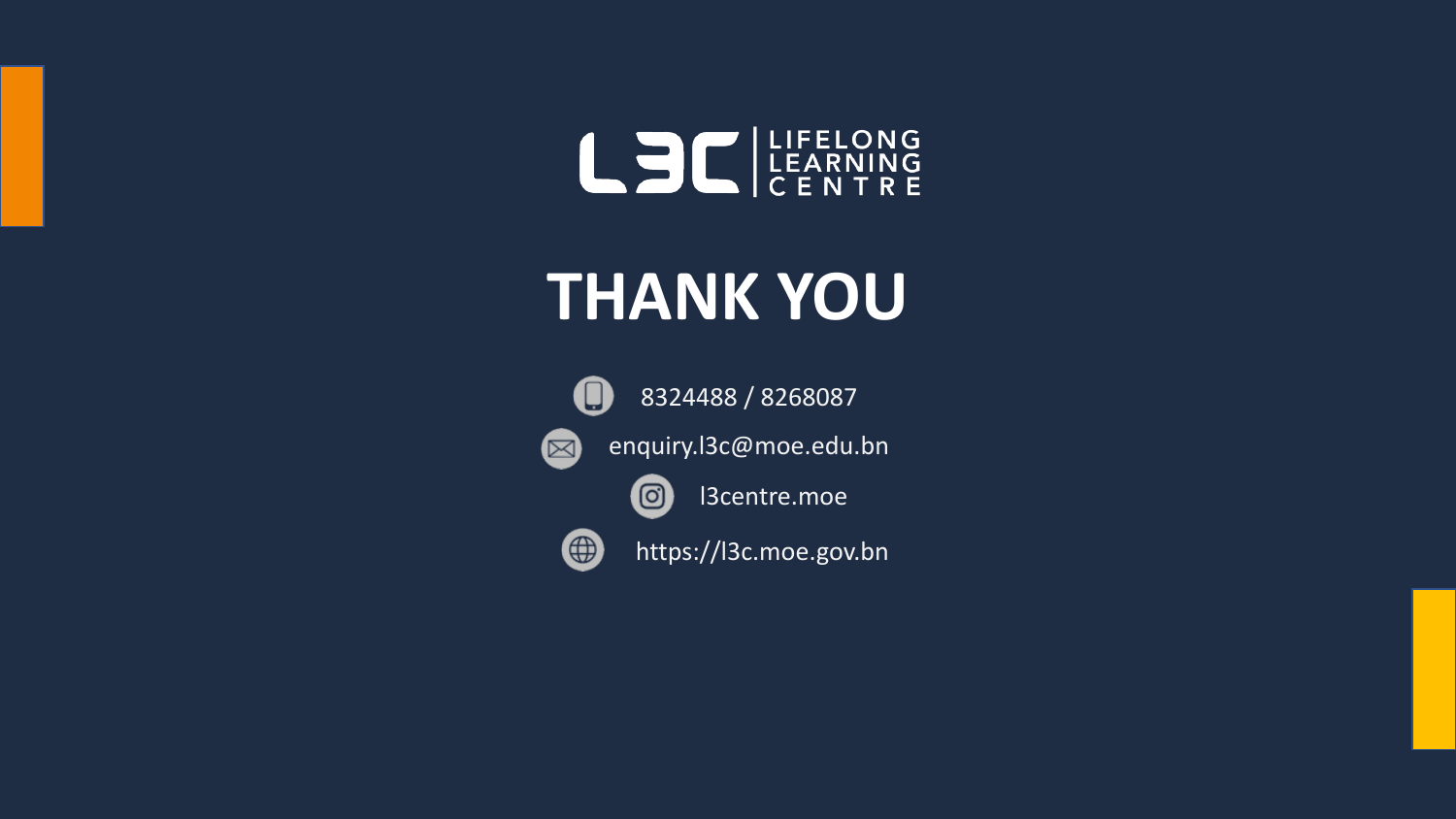L3C | LIFELONG LEARNING CENTRE

# THANK YOU

8324488 / 8268087

enquiry.l3c@moe.edu.bn

l3centre.moe

https://l3c.moe.gov.bn